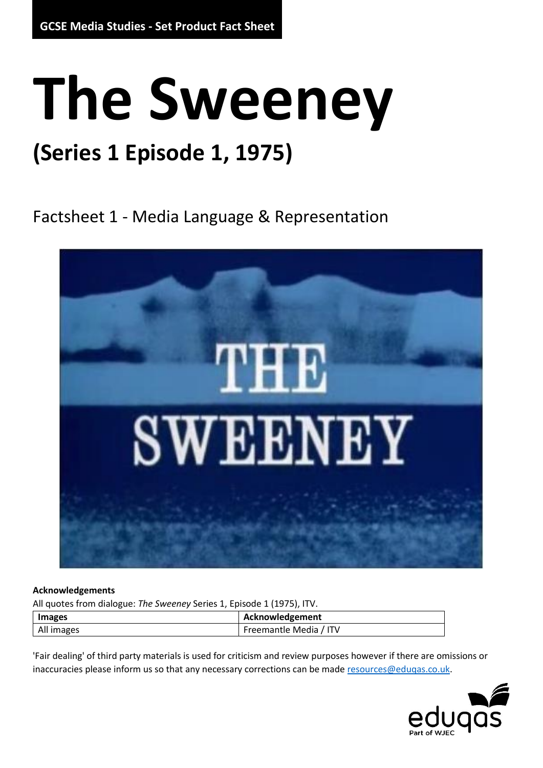GCSE Media Studies - Set Product Fact Sheet

# The Sweeney

## (Series 1 Episode 1, 1975)

Factsheet 1 - Media Language & Representation

**Acknowledgements**

All quotes from dialogue: *The Sweeney* Series 1, Episode 1 (1975), ITV.

| Images | Acknowledgement |
| --- | --- |
| All images | Freemantle Media / ITV |

'Fair dealing' of third party materials is used for criticism and review purposes however if there are omissions or inaccuracies please inform us so that any necessary corrections can be made resources@eduqas.co.uk.

eduqas
Part of WJEC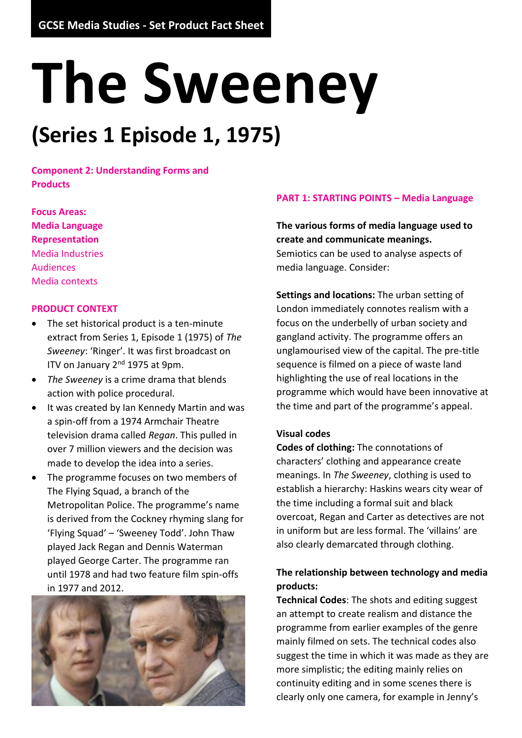GCSE Media Studies - Set Product Fact Sheet

# The Sweeney

## (Series 1 Episode 1, 1975)

**Component 2: Understanding Forms and Products**

**Focus Areas:**
**Media Language**
**Representation**
Media Industries
Audiences
Media contexts

### PRODUCT CONTEXT

- The set historical product is a ten-minute extract from Series 1, Episode 1 (1975) of *The Sweeney*: 'Ringer'. It was first broadcast on ITV on January 2nd 1975 at 9pm.
- *The Sweeney* is a crime drama that blends action with police procedural.
- It was created by Ian Kennedy Martin and was a spin-off from a 1974 Armchair Theatre television drama called *Regan*. This pulled in over 7 million viewers and the decision was made to develop the idea into a series.
- The programme focuses on two members of The Flying Squad, a branch of the Metropolitan Police. The programme's name is derived from the Cockney rhyming slang for 'Flying Squad' – 'Sweeney Todd'. John Thaw played Jack Regan and Dennis Waterman played George Carter. The programme ran until 1978 and had two feature film spin-offs in 1977 and 2012.

### PART 1: STARTING POINTS – Media Language

**The various forms of media language used to create and communicate meanings.**
Semiotics can be used to analyse aspects of media language. Consider:

**Settings and locations:** The urban setting of London immediately connotes realism with a focus on the underbelly of urban society and gangland activity. The programme offers an unglamourised view of the capital. The pre-title sequence is filmed on a piece of waste land highlighting the use of real locations in the programme which would have been innovative at the time and part of the programme's appeal.

**Visual codes**
**Codes of clothing:** The connotations of characters' clothing and appearance create meanings. In *The Sweeney*, clothing is used to establish a hierarchy: Haskins wears city wear of the time including a formal suit and black overcoat, Regan and Carter as detectives are not in uniform but are less formal. The 'villains' are also clearly demarcated through clothing.

**The relationship between technology and media products:**
**Technical Codes**: The shots and editing suggest an attempt to create realism and distance the programme from earlier examples of the genre mainly filmed on sets. The technical codes also suggest the time in which it was made as they are more simplistic; the editing mainly relies on continuity editing and in some scenes there is clearly only one camera, for example in Jenny's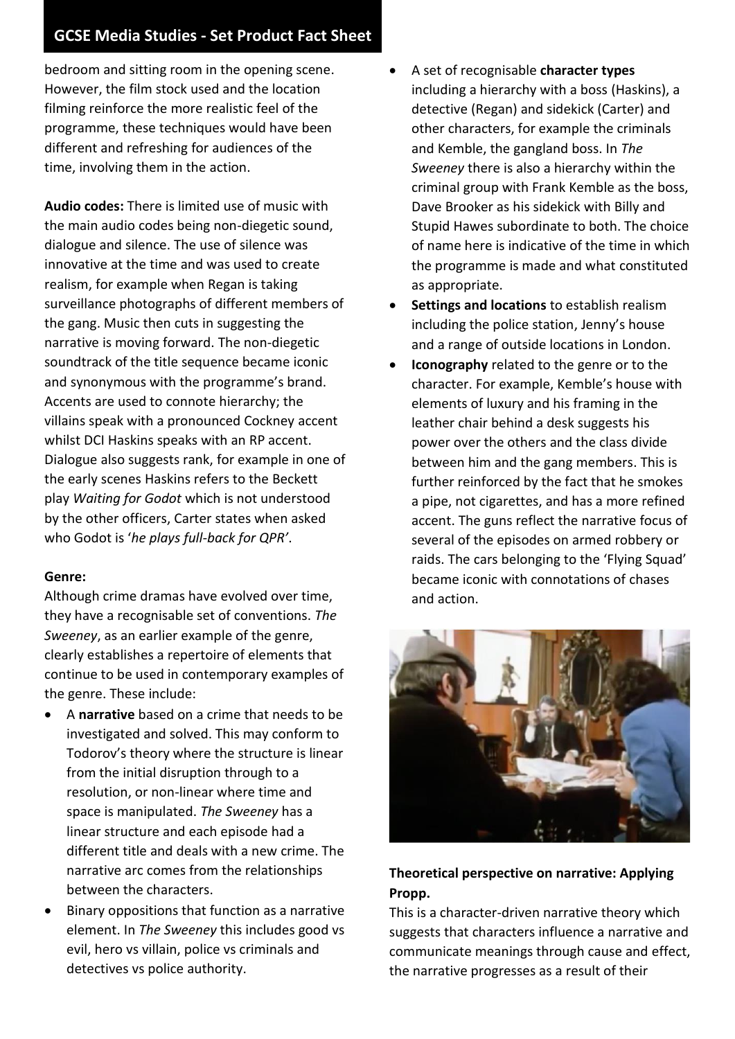bedroom and sitting room in the opening scene. However, the film stock used and the location filming reinforce the more realistic feel of the programme, these techniques would have been different and refreshing for audiences of the time, involving them in the action.

**Audio codes:** There is limited use of music with the main audio codes being non-diegetic sound, dialogue and silence. The use of silence was innovative at the time and was used to create realism, for example when Regan is taking surveillance photographs of different members of the gang. Music then cuts in suggesting the narrative is moving forward. The non-diegetic soundtrack of the title sequence became iconic and synonymous with the programme's brand. Accents are used to connote hierarchy; the villains speak with a pronounced Cockney accent whilst DCI Haskins speaks with an RP accent. Dialogue also suggests rank, for example in one of the early scenes Haskins refers to the Beckett play *Waiting for Godot* which is not understood by the other officers, Carter states when asked who Godot is '*he plays full-back for QPR'*.

**Genre:**

Although crime dramas have evolved over time, they have a recognisable set of conventions. *The Sweeney*, as an earlier example of the genre, clearly establishes a repertoire of elements that continue to be used in contemporary examples of the genre. These include:

- A **narrative** based on a crime that needs to be investigated and solved. This may conform to Todorov's theory where the structure is linear from the initial disruption through to a resolution, or non-linear where time and space is manipulated. *The Sweeney* has a linear structure and each episode had a different title and deals with a new crime. The narrative arc comes from the relationships between the characters.
- Binary oppositions that function as a narrative element. In *The Sweeney* this includes good vs evil, hero vs villain, police vs criminals and detectives vs police authority.
- A set of recognisable **character types** including a hierarchy with a boss (Haskins), a detective (Regan) and sidekick (Carter) and other characters, for example the criminals and Kemble, the gangland boss. In *The Sweeney* there is also a hierarchy within the criminal group with Frank Kemble as the boss, Dave Brooker as his sidekick with Billy and Stupid Hawes subordinate to both. The choice of name here is indicative of the time in which the programme is made and what constituted as appropriate.
- **Settings and locations** to establish realism including the police station, Jenny's house and a range of outside locations in London.
- **Iconography** related to the genre or to the character. For example, Kemble's house with elements of luxury and his framing in the leather chair behind a desk suggests his power over the others and the class divide between him and the gang members. This is further reinforced by the fact that he smokes a pipe, not cigarettes, and has a more refined accent. The guns reflect the narrative focus of several of the episodes on armed robbery or raids. The cars belonging to the 'Flying Squad' became iconic with connotations of chases and action.

**Theoretical perspective on narrative: Applying Propp.**

This is a character-driven narrative theory which suggests that characters influence a narrative and communicate meanings through cause and effect, the narrative progresses as a result of their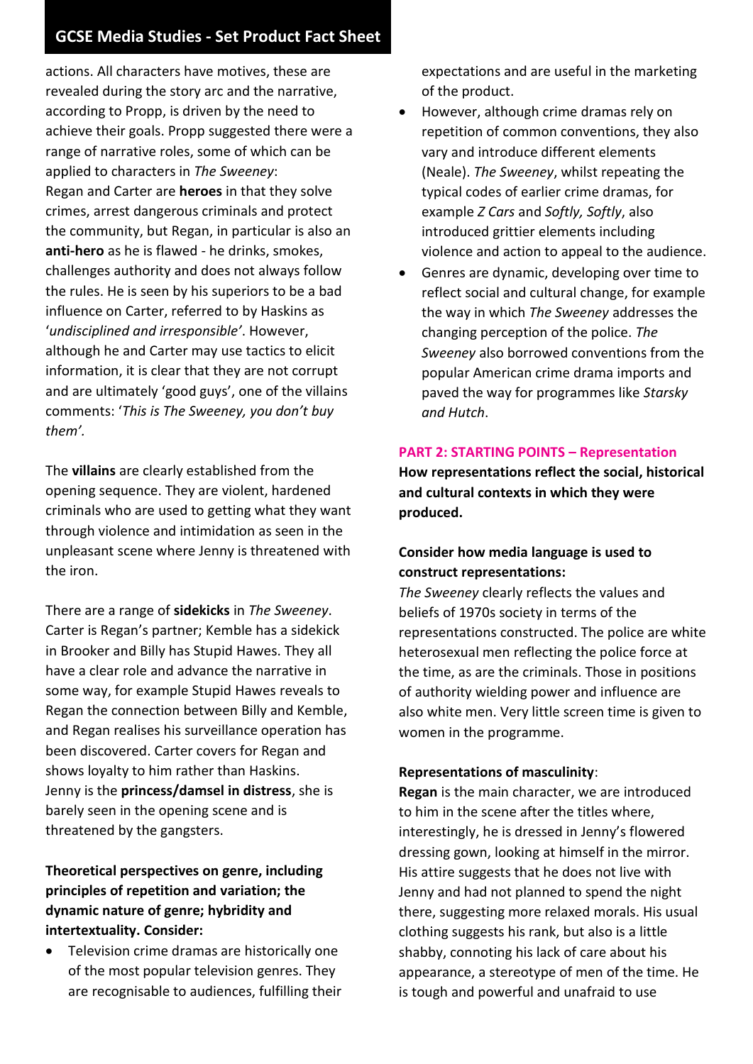actions. All characters have motives, these are revealed during the story arc and the narrative, according to Propp, is driven by the need to achieve their goals. Propp suggested there were a range of narrative roles, some of which can be applied to characters in *The Sweeney*:
Regan and Carter are **heroes** in that they solve crimes, arrest dangerous criminals and protect the community, but Regan, in particular is also an **anti-hero** as he is flawed - he drinks, smokes, challenges authority and does not always follow the rules. He is seen by his superiors to be a bad influence on Carter, referred to by Haskins as '*undisciplined and irresponsible*'. However, although he and Carter may use tactics to elicit information, it is clear that they are not corrupt and are ultimately 'good guys', one of the villains comments: '*This is The Sweeney, you don't buy them'.*

The **villains** are clearly established from the opening sequence. They are violent, hardened criminals who are used to getting what they want through violence and intimidation as seen in the unpleasant scene where Jenny is threatened with the iron.

There are a range of **sidekicks** in *The Sweeney*. Carter is Regan's partner; Kemble has a sidekick in Brooker and Billy has Stupid Hawes. They all have a clear role and advance the narrative in some way, for example Stupid Hawes reveals to Regan the connection between Billy and Kemble, and Regan realises his surveillance operation has been discovered. Carter covers for Regan and shows loyalty to him rather than Haskins.
Jenny is the **princess/damsel in distress**, she is barely seen in the opening scene and is threatened by the gangsters.

**Theoretical perspectives on genre, including principles of repetition and variation; the dynamic nature of genre; hybridity and intertextuality. Consider:**

- Television crime dramas are historically one of the most popular television genres. They are recognisable to audiences, fulfilling their expectations and are useful in the marketing of the product.
- However, although crime dramas rely on repetition of common conventions, they also vary and introduce different elements (Neale). *The Sweeney*, whilst repeating the typical codes of earlier crime dramas, for example *Z Cars* and *Softly, Softly*, also introduced grittier elements including violence and action to appeal to the audience.
- Genres are dynamic, developing over time to reflect social and cultural change, for example the way in which *The Sweeney* addresses the changing perception of the police. *The Sweeney* also borrowed conventions from the popular American crime drama imports and paved the way for programmes like *Starsky and Hutch*.

## PART 2: STARTING POINTS – Representation

**How representations reflect the social, historical and cultural contexts in which they were produced.**

**Consider how media language is used to construct representations:**
*The Sweeney* clearly reflects the values and beliefs of 1970s society in terms of the representations constructed. The police are white heterosexual men reflecting the police force at the time, as are the criminals. Those in positions of authority wielding power and influence are also white men. Very little screen time is given to women in the programme.

**Representations of masculinity**:
**Regan** is the main character, we are introduced to him in the scene after the titles where, interestingly, he is dressed in Jenny's flowered dressing gown, looking at himself in the mirror. His attire suggests that he does not live with Jenny and had not planned to spend the night there, suggesting more relaxed morals. His usual clothing suggests his rank, but also is a little shabby, connoting his lack of care about his appearance, a stereotype of men of the time. He is tough and powerful and unafraid to use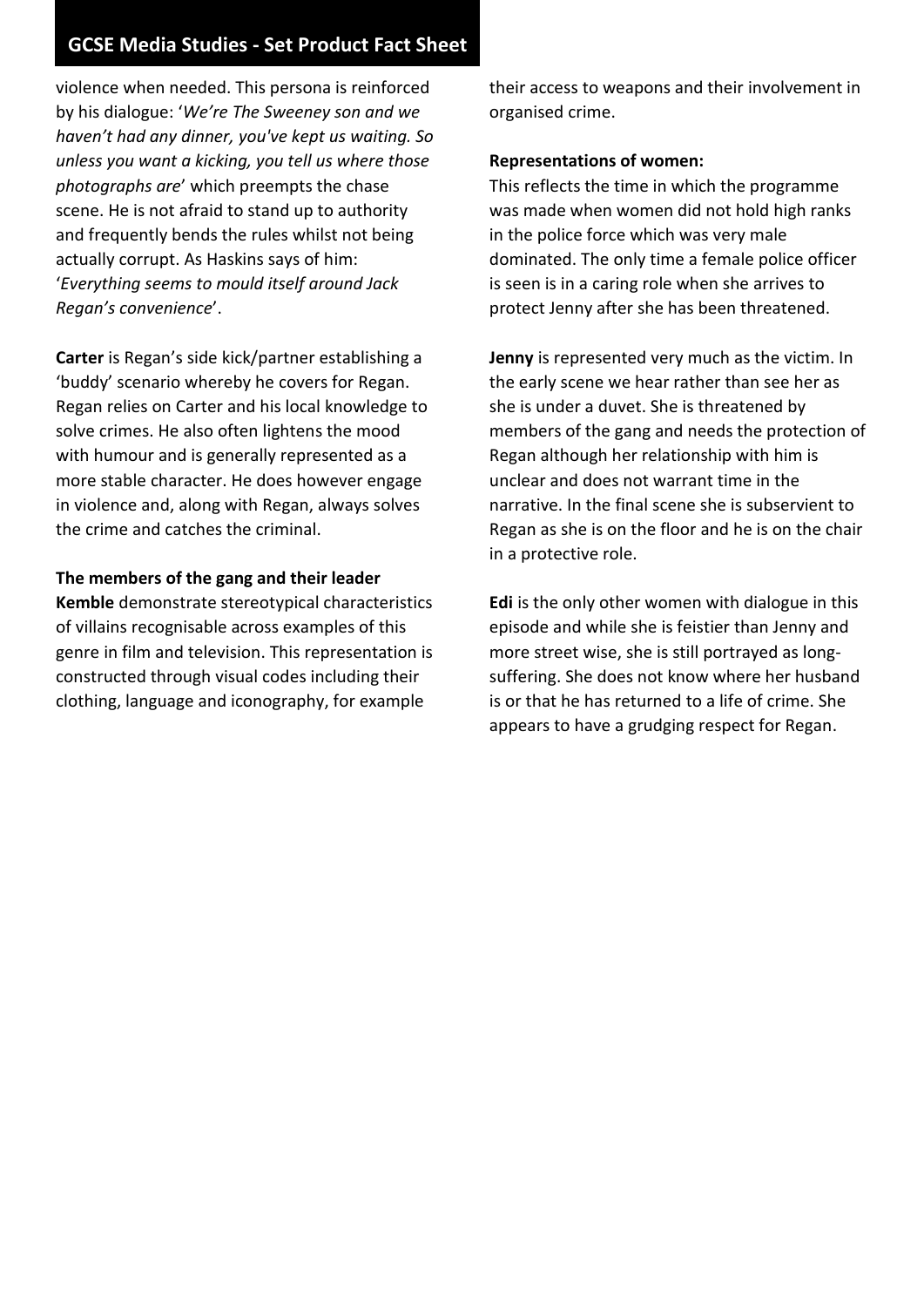violence when needed. This persona is reinforced by his dialogue: '*We're The Sweeney son and we haven't had any dinner, you've kept us waiting. So unless you want a kicking, you tell us where those photographs are*' which preempts the chase scene. He is not afraid to stand up to authority and frequently bends the rules whilst not being actually corrupt. As Haskins says of him: '*Everything seems to mould itself around Jack Regan's convenience*'.

**Carter** is Regan's side kick/partner establishing a 'buddy' scenario whereby he covers for Regan. Regan relies on Carter and his local knowledge to solve crimes. He also often lightens the mood with humour and is generally represented as a more stable character. He does however engage in violence and, along with Regan, always solves the crime and catches the criminal.

**The members of the gang and their leader Kemble** demonstrate stereotypical characteristics of villains recognisable across examples of this genre in film and television. This representation is constructed through visual codes including their clothing, language and iconography, for example their access to weapons and their involvement in organised crime.

**Representations of women:**

This reflects the time in which the programme was made when women did not hold high ranks in the police force which was very male dominated. The only time a female police officer is seen is in a caring role when she arrives to protect Jenny after she has been threatened.

**Jenny** is represented very much as the victim. In the early scene we hear rather than see her as she is under a duvet. She is threatened by members of the gang and needs the protection of Regan although her relationship with him is unclear and does not warrant time in the narrative. In the final scene she is subservient to Regan as she is on the floor and he is on the chair in a protective role.

**Edi** is the only other women with dialogue in this episode and while she is feistier than Jenny and more street wise, she is still portrayed as long-suffering. She does not know where her husband is or that he has returned to a life of crime. She appears to have a grudging respect for Regan.